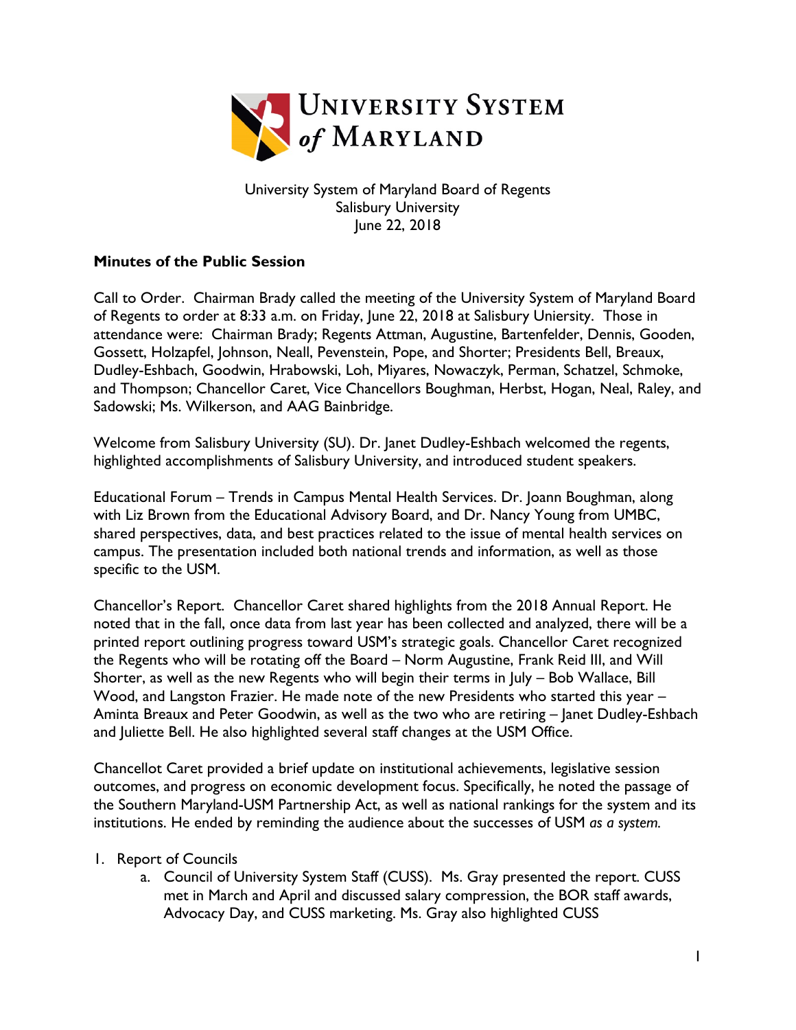University System of Maryland Board of Regents
Salisbury University
June 22, 2018

**Minutes of the Public Session**

Call to Order. Chairman Brady called the meeting of the University System of Maryland Board of Regents to order at 8:33 a.m. on Friday, June 22, 2018 at Salisbury Uniersity. Those in attendance were: Chairman Brady; Regents Attman, Augustine, Bartenfelder, Dennis, Gooden, Gossett, Holzapfel, Johnson, Neall, Pevenstein, Pope, and Shorter; Presidents Bell, Breaux, Dudley-Eshbach, Goodwin, Hrabowski, Loh, Miyares, Nowaczyk, Perman, Schatzel, Schmoke, and Thompson; Chancellor Caret, Vice Chancellors Boughman, Herbst, Hogan, Neal, Raley, and Sadowski; Ms. Wilkerson, and AAG Bainbridge.

Welcome from Salisbury University (SU). Dr. Janet Dudley-Eshbach welcomed the regents, highlighted accomplishments of Salisbury University, and introduced student speakers.

Educational Forum – Trends in Campus Mental Health Services. Dr. Joann Boughman, along with Liz Brown from the Educational Advisory Board, and Dr. Nancy Young from UMBC, shared perspectives, data, and best practices related to the issue of mental health services on campus. The presentation included both national trends and information, as well as those specific to the USM.

Chancellor's Report. Chancellor Caret shared highlights from the 2018 Annual Report. He noted that in the fall, once data from last year has been collected and analyzed, there will be a printed report outlining progress toward USM's strategic goals. Chancellor Caret recognized the Regents who will be rotating off the Board – Norm Augustine, Frank Reid III, and Will Shorter, as well as the new Regents who will begin their terms in July – Bob Wallace, Bill Wood, and Langston Frazier. He made note of the new Presidents who started this year – Aminta Breaux and Peter Goodwin, as well as the two who are retiring – Janet Dudley-Eshbach and Juliette Bell. He also highlighted several staff changes at the USM Office.

Chancellot Caret provided a brief update on institutional achievements, legislative session outcomes, and progress on economic development focus. Specifically, he noted the passage of the Southern Maryland-USM Partnership Act, as well as national rankings for the system and its institutions. He ended by reminding the audience about the successes of USM *as a system.*

1. Report of Councils
    a. Council of University System Staff (CUSS). Ms. Gray presented the report. CUSS met in March and April and discussed salary compression, the BOR staff awards, Advocacy Day, and CUSS marketing. Ms. Gray also highlighted CUSS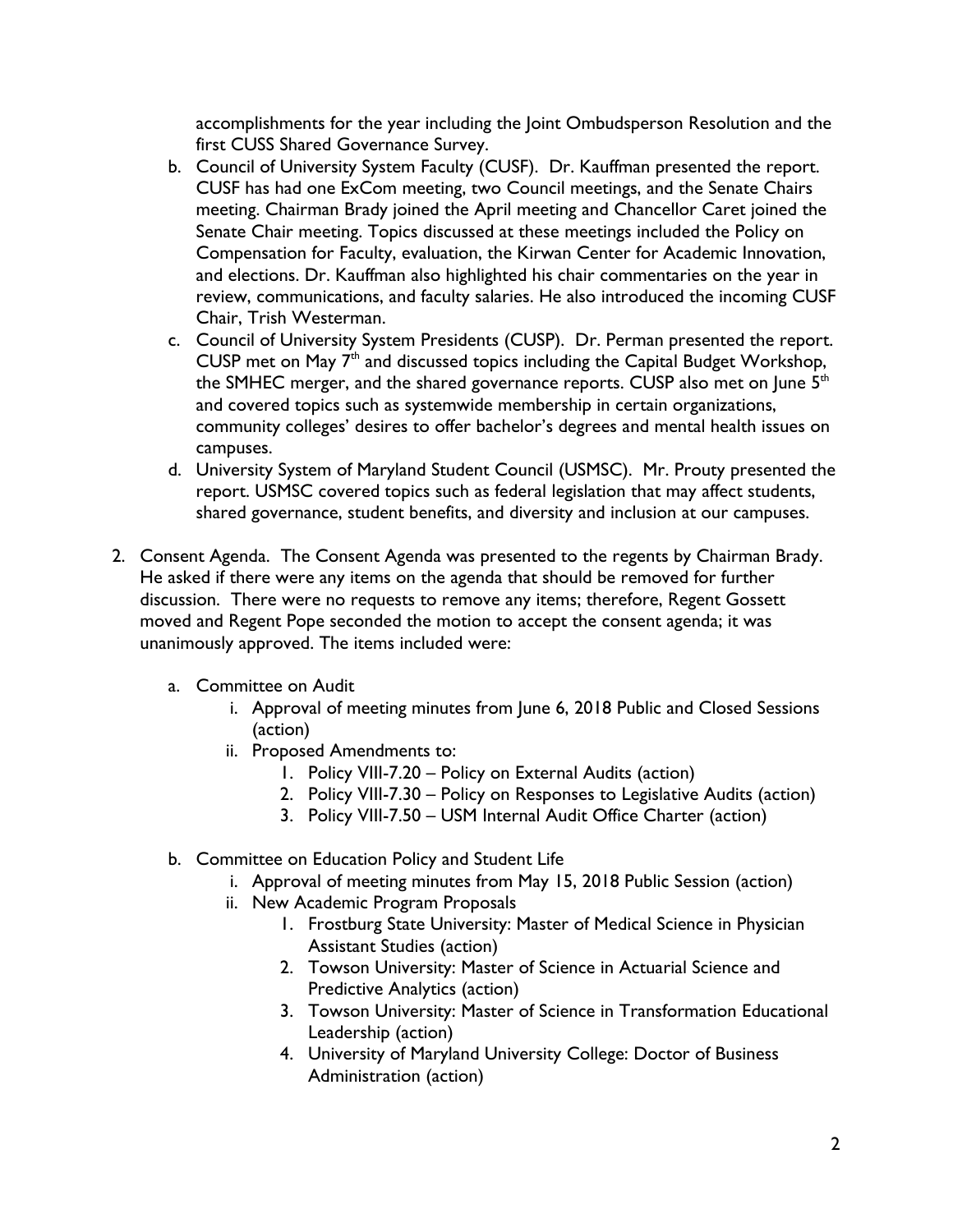accomplishments for the year including the Joint Ombudsperson Resolution and the first CUSS Shared Governance Survey.

b. Council of University System Faculty (CUSF). Dr. Kauffman presented the report. CUSF has had one ExCom meeting, two Council meetings, and the Senate Chairs meeting. Chairman Brady joined the April meeting and Chancellor Caret joined the Senate Chair meeting. Topics discussed at these meetings included the Policy on Compensation for Faculty, evaluation, the Kirwan Center for Academic Innovation, and elections. Dr. Kauffman also highlighted his chair commentaries on the year in review, communications, and faculty salaries. He also introduced the incoming CUSF Chair, Trish Westerman.

c. Council of University System Presidents (CUSP). Dr. Perman presented the report. CUSP met on May 7th and discussed topics including the Capital Budget Workshop, the SMHEC merger, and the shared governance reports. CUSP also met on June 5th and covered topics such as systemwide membership in certain organizations, community colleges' desires to offer bachelor's degrees and mental health issues on campuses.

d. University System of Maryland Student Council (USMSC). Mr. Prouty presented the report. USMSC covered topics such as federal legislation that may affect students, shared governance, student benefits, and diversity and inclusion at our campuses.

2. Consent Agenda. The Consent Agenda was presented to the regents by Chairman Brady. He asked if there were any items on the agenda that should be removed for further discussion. There were no requests to remove any items; therefore, Regent Gossett moved and Regent Pope seconded the motion to accept the consent agenda; it was unanimously approved. The items included were:

   a. Committee on Audit
      i. Approval of meeting minutes from June 6, 2018 Public and Closed Sessions (action)
      ii. Proposed Amendments to:
         1. Policy VIII-7.20 – Policy on External Audits (action)
         2. Policy VIII-7.30 – Policy on Responses to Legislative Audits (action)
         3. Policy VIII-7.50 – USM Internal Audit Office Charter (action)

   b. Committee on Education Policy and Student Life
      i. Approval of meeting minutes from May 15, 2018 Public Session (action)
      ii. New Academic Program Proposals
         1. Frostburg State University: Master of Medical Science in Physician Assistant Studies (action)
         2. Towson University: Master of Science in Actuarial Science and Predictive Analytics (action)
         3. Towson University: Master of Science in Transformation Educational Leadership (action)
         4. University of Maryland University College: Doctor of Business Administration (action)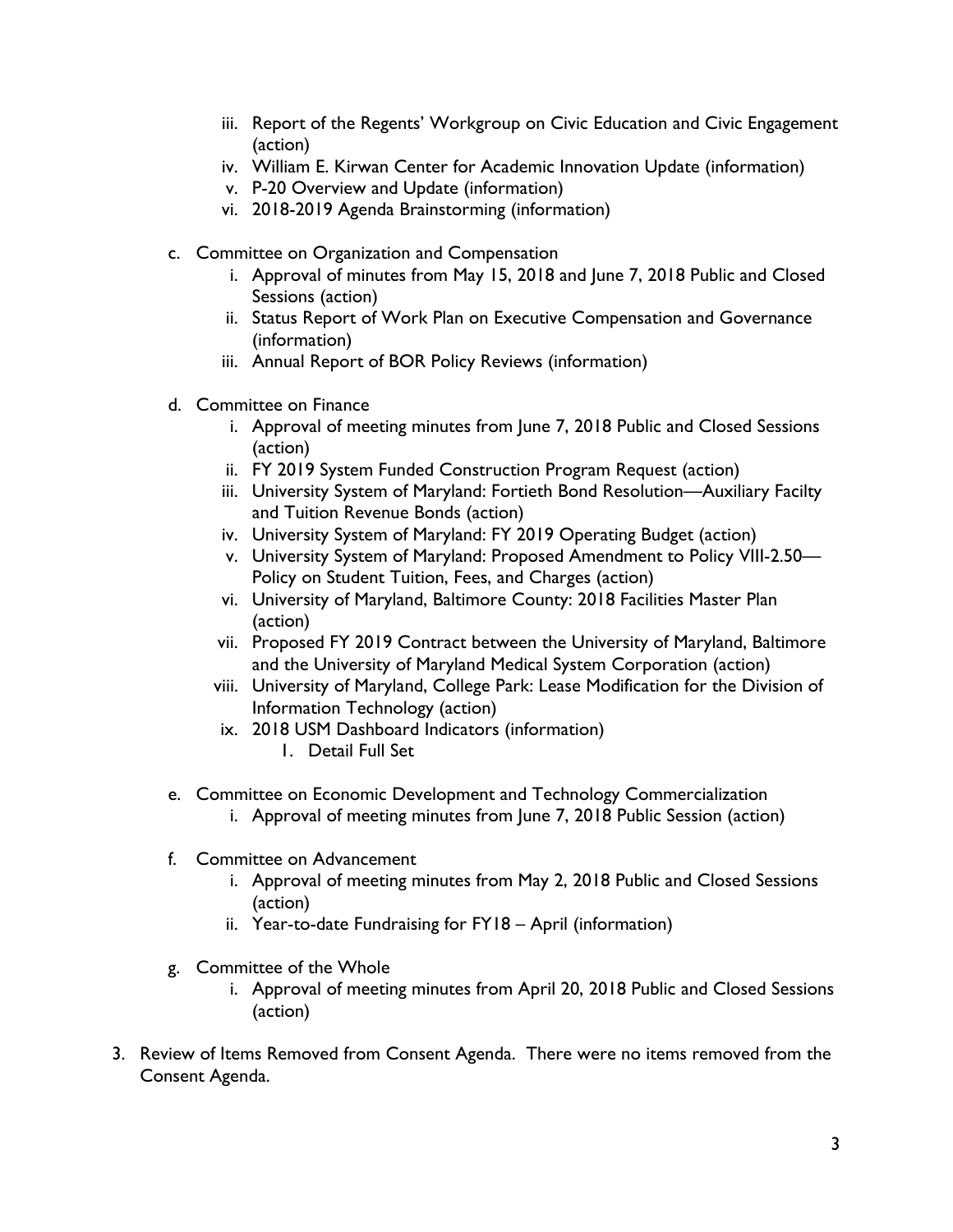iii. Report of the Regents' Workgroup on Civic Education and Civic Engagement (action)
   iv. William E. Kirwan Center for Academic Innovation Update (information)
   v. P-20 Overview and Update (information)
   vi. 2018-2019 Agenda Brainstorming (information)

c. Committee on Organization and Compensation
   i. Approval of minutes from May 15, 2018 and June 7, 2018 Public and Closed Sessions (action)
   ii. Status Report of Work Plan on Executive Compensation and Governance (information)
   iii. Annual Report of BOR Policy Reviews (information)

d. Committee on Finance
   i. Approval of meeting minutes from June 7, 2018 Public and Closed Sessions (action)
   ii. FY 2019 System Funded Construction Program Request (action)
   iii. University System of Maryland: Fortieth Bond Resolution—Auxiliary Facilty and Tuition Revenue Bonds (action)
   iv. University System of Maryland: FY 2019 Operating Budget (action)
   v. University System of Maryland: Proposed Amendment to Policy VIII-2.50—Policy on Student Tuition, Fees, and Charges (action)
   vi. University of Maryland, Baltimore County: 2018 Facilities Master Plan (action)
   vii. Proposed FY 2019 Contract between the University of Maryland, Baltimore and the University of Maryland Medical System Corporation (action)
   viii. University of Maryland, College Park: Lease Modification for the Division of Information Technology (action)
   ix. 2018 USM Dashboard Indicators (information)
      1. Detail Full Set

e. Committee on Economic Development and Technology Commercialization
   i. Approval of meeting minutes from June 7, 2018 Public Session (action)

f. Committee on Advancement
   i. Approval of meeting minutes from May 2, 2018 Public and Closed Sessions (action)
   ii. Year-to-date Fundraising for FY18 – April (information)

g. Committee of the Whole
   i. Approval of meeting minutes from April 20, 2018 Public and Closed Sessions (action)

3. Review of Items Removed from Consent Agenda. There were no items removed from the Consent Agenda.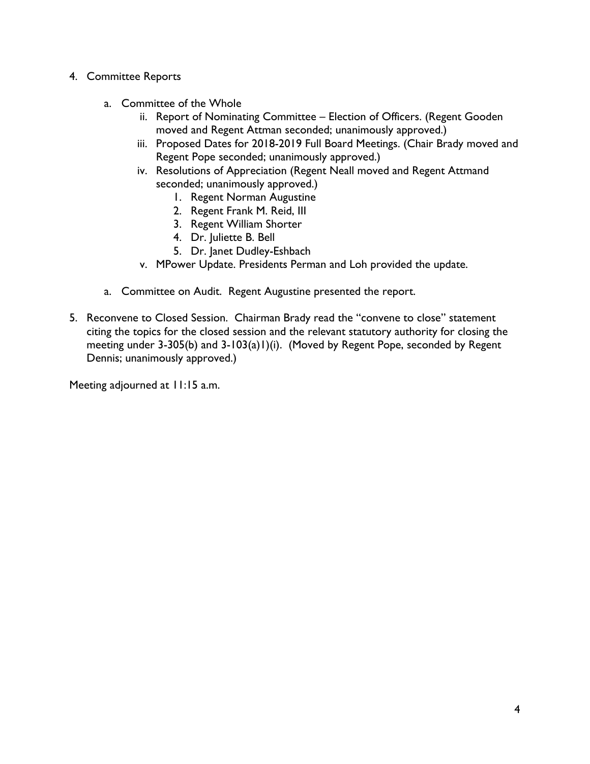4. Committee Reports

    a. Committee of the Whole

        ii. Report of Nominating Committee – Election of Officers. (Regent Gooden moved and Regent Attman seconded; unanimously approved.)

        iii. Proposed Dates for 2018-2019 Full Board Meetings. (Chair Brady moved and Regent Pope seconded; unanimously approved.)

        iv. Resolutions of Appreciation (Regent Neall moved and Regent Attmand seconded; unanimously approved.)

            1. Regent Norman Augustine
            2. Regent Frank M. Reid, III
            3. Regent William Shorter
            4. Dr. Juliette B. Bell
            5. Dr. Janet Dudley-Eshbach

        v. MPower Update. Presidents Perman and Loh provided the update.

    a. Committee on Audit. Regent Augustine presented the report.

5. Reconvene to Closed Session. Chairman Brady read the "convene to close" statement citing the topics for the closed session and the relevant statutory authority for closing the meeting under 3-305(b) and 3-103(a)1)(i). (Moved by Regent Pope, seconded by Regent Dennis; unanimously approved.)

Meeting adjourned at 11:15 a.m.